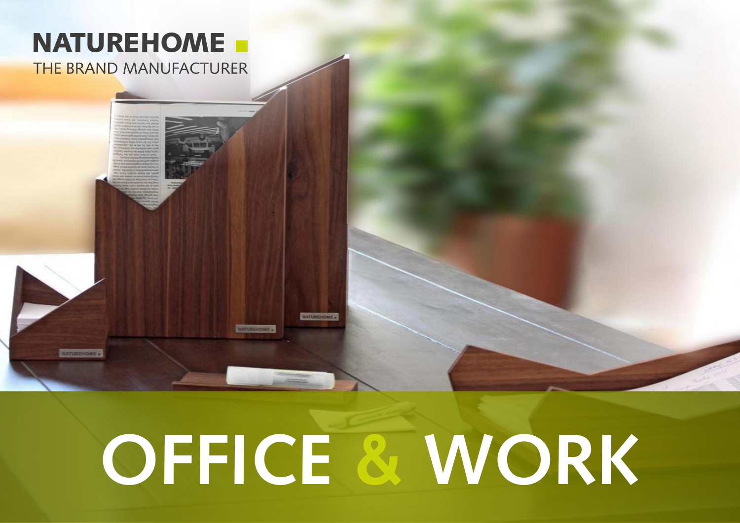# NATUREHOME

THE BRAND MANUFACTURER

# OFFICE & WORK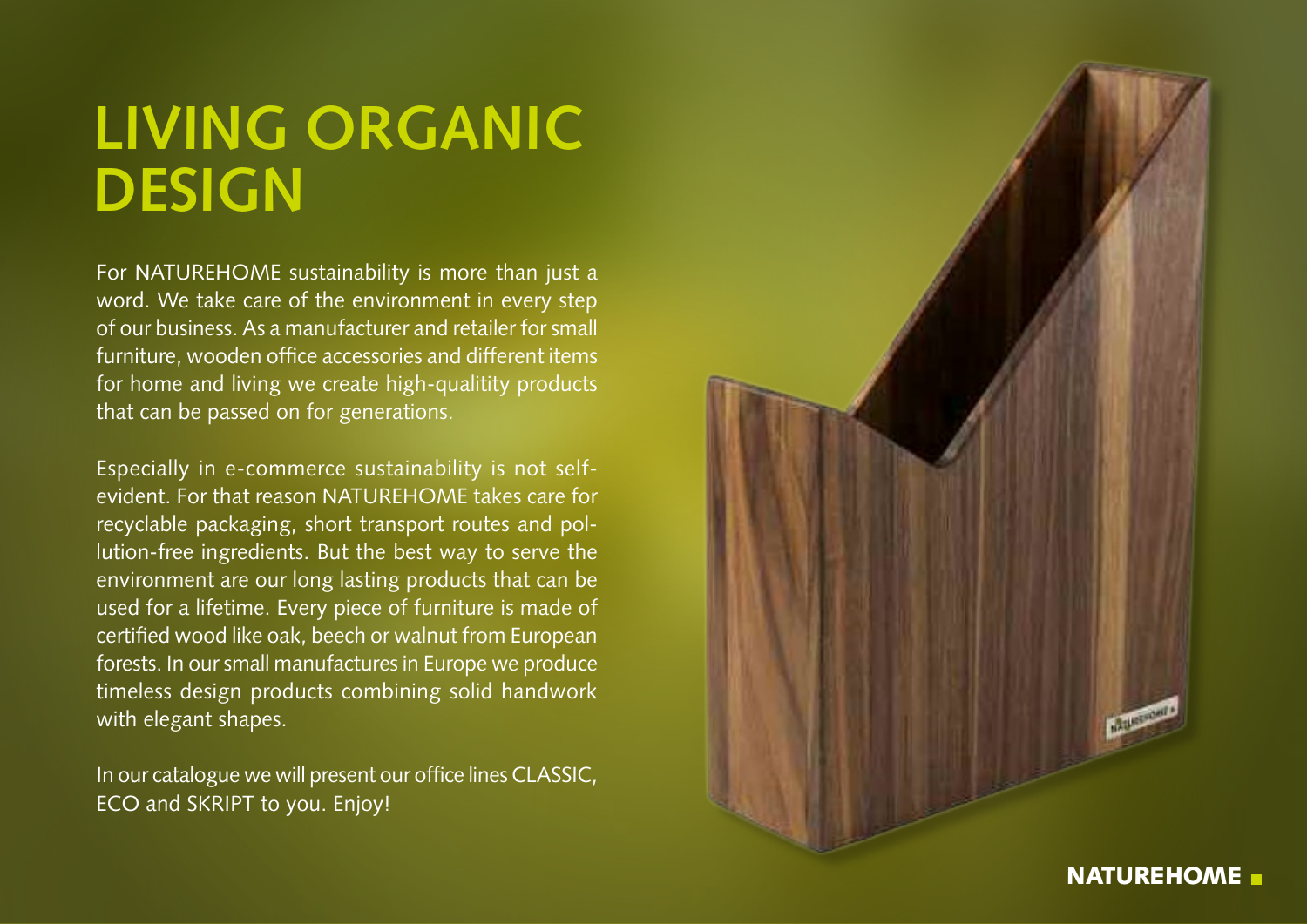# LIVING ORGANIC DESIGN

For NATUREHOME sustainability is more than just a word. We take care of the environment in every step of our business. As a manufacturer and retailer for small furniture, wooden office accessories and different items for home and living we create high-qualitity products that can be passed on for generations.

Especially in e-commerce sustainability is not self-evident. For that reason NATUREHOME takes care for recyclable packaging, short transport routes and pollution-free ingredients. But the best way to serve the environment are our long lasting products that can be used for a lifetime. Every piece of furniture is made of certified wood like oak, beech or walnut from European forests. In our small manufactures in Europe we produce timeless design products combining solid handwork with elegant shapes.

In our catalogue we will present our office lines CLASSIC, ECO and SKRIPT to you. Enjoy!

**NATUREHOME**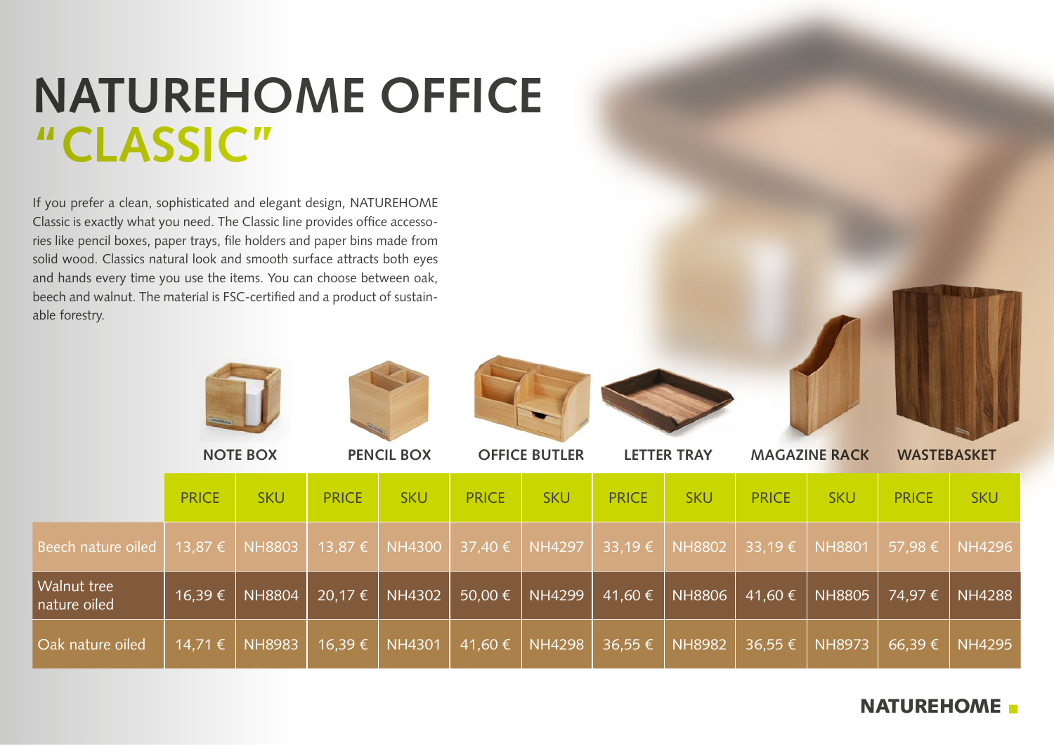# NATUREHOME OFFICE "CLASSIC"

If you prefer a clean, sophisticated and elegant design, NATUREHOME Classic is exactly what you need. The Classic line provides office accessories like pencil boxes, paper trays, file holders and paper bins made from solid wood. Classics natural look and smooth surface attracts both eyes and hands every time you use the items. You can choose between oak, beech and walnut. The material is FSC-certified and a product of sustainable forestry.

| | NOTE BOX | | PENCIL BOX | | OFFICE BUTLER | | LETTER TRAY | | MAGAZINE RACK | | WASTEBASKET | |
|---|---|---|---|---|---|---|---|---|---|---|---|---|
| | PRICE | SKU | PRICE | SKU | PRICE | SKU | PRICE | SKU | PRICE | SKU | PRICE | SKU |
| Beech nature oiled | 13,87 € | NH8803 | 13,87 € | NH4300 | 37,40 € | NH4297 | 33,19 € | NH8802 | 33,19 € | NH8801 | 57,98 € | NH4296 |
| Walnut tree nature oiled | 16,39 € | NH8804 | 20,17 € | NH4302 | 50,00 € | NH4299 | 41,60 € | NH8806 | 41,60 € | NH8805 | 74,97 € | NH4288 |
| Oak nature oiled | 14,71 € | NH8983 | 16,39 € | NH4301 | 41,60 € | NH4298 | 36,55 € | NH8982 | 36,55 € | NH8973 | 66,39 € | NH4295 |

NATUREHOME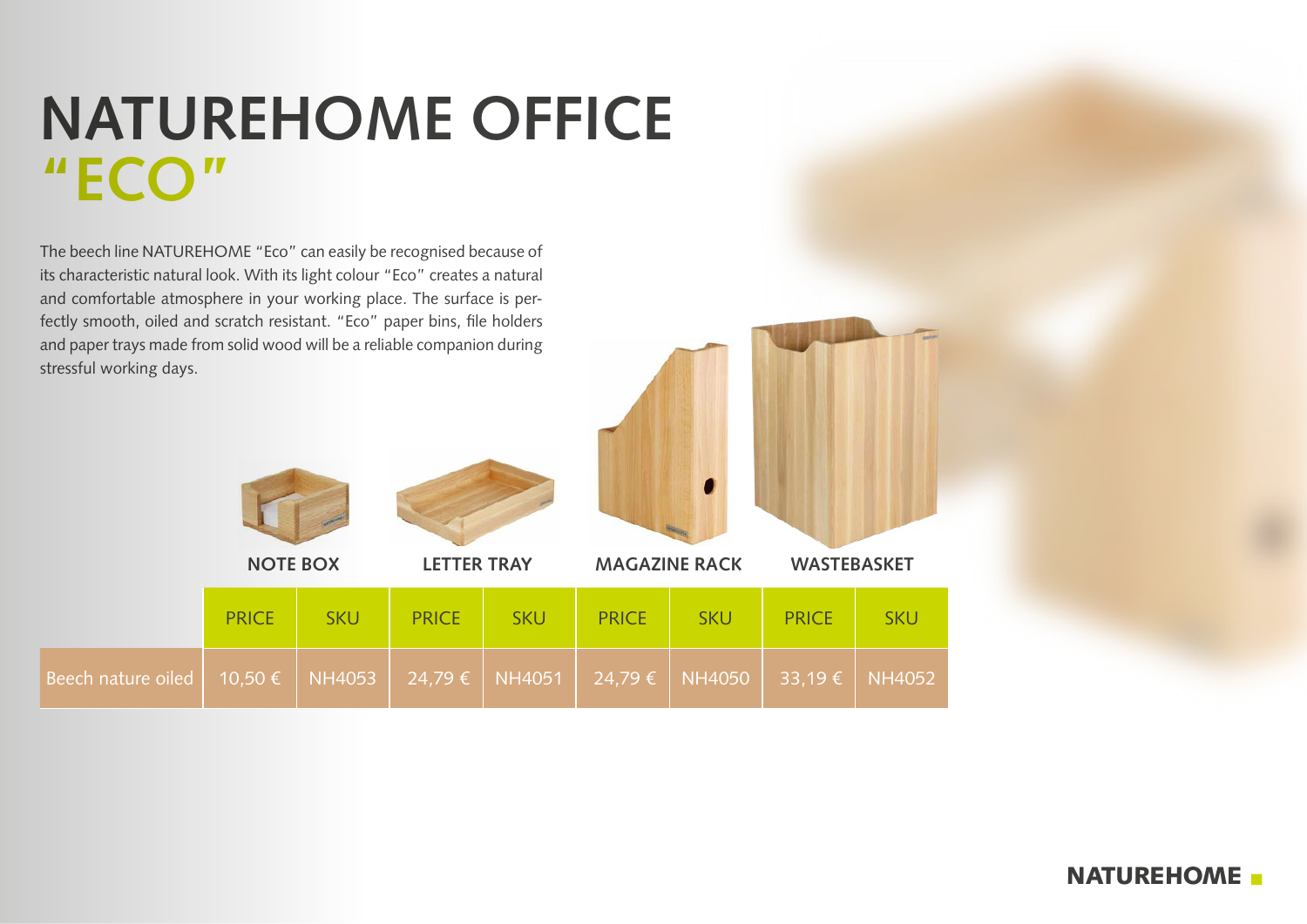# NATUREHOME OFFICE "ECO"

The beech line NATUREHOME "Eco" can easily be recognised because of its characteristic natural look. With its light colour "Eco" creates a natural and comfortable atmosphere in your working place. The surface is perfectly smooth, oiled and scratch resistant. "Eco" paper bins, file holders and paper trays made from solid wood will be a reliable companion during stressful working days.

| | NOTE BOX | | LETTER TRAY | | MAGAZINE RACK | | WASTEBASKET | |
|---|---|---|---|---|---|---|---|---|
| | PRICE | SKU | PRICE | SKU | PRICE | SKU | PRICE | SKU |
| Beech nature oiled | 10,50 € | NH4053 | 24,79 € | NH4051 | 24,79 € | NH4050 | 33,19 € | NH4052 |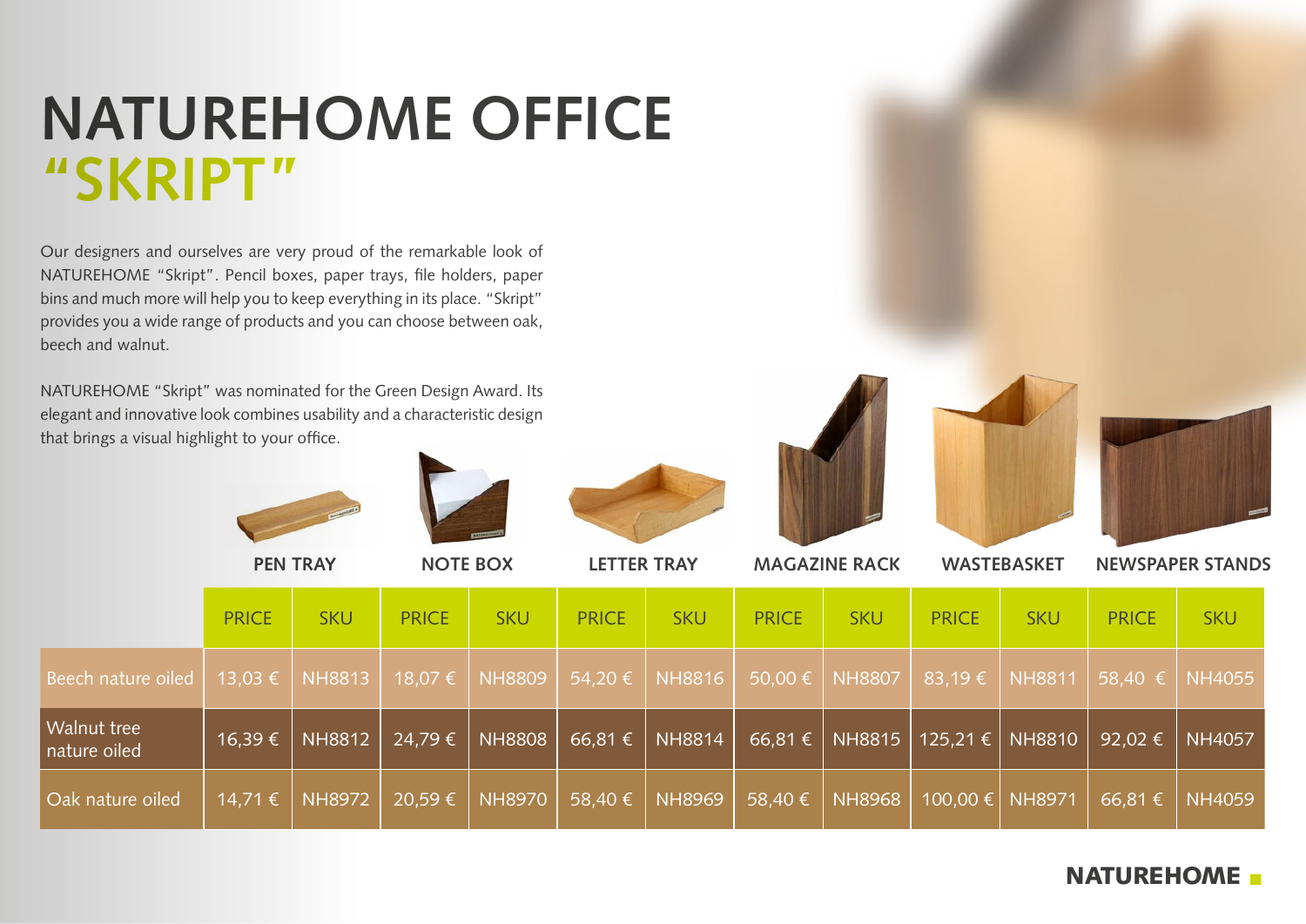# NATUREHOME OFFICE "SKRIPT"

Our designers and ourselves are very proud of the remarkable look of NATUREHOME "Skript". Pencil boxes, paper trays, file holders, paper bins and much more will help you to keep everything in its place. "Skript" provides you a wide range of products and you can choose between oak, beech and walnut.

NATUREHOME "Skript" was nominated for the Green Design Award. Its elegant and innovative look combines usability and a characteristic design that brings a visual highlight to your office.

| | PEN TRAY | | NOTE BOX | | LETTER TRAY | | MAGAZINE RACK | | WASTEBASKET | | NEWSPAPER STANDS | |
|---|---|---|---|---|---|---|---|---|---|---|---|---|
| | PRICE | SKU | PRICE | SKU | PRICE | SKU | PRICE | SKU | PRICE | SKU | PRICE | SKU |
| Beech nature oiled | 13,03 € | NH8813 | 18,07 € | NH8809 | 54,20 € | NH8816 | 50,00 € | NH8807 | 83,19 € | NH8811 | 58,40 € | NH4055 |
| Walnut tree nature oiled | 16,39 € | NH8812 | 24,79 € | NH8808 | 66,81 € | NH8814 | 66,81 € | NH8815 | 125,21 € | NH8810 | 92,02 € | NH4057 |
| Oak nature oiled | 14,71 € | NH8972 | 20,59 € | NH8970 | 58,40 € | NH8969 | 58,40 € | NH8968 | 100,00 € | NH8971 | 66,81 € | NH4059 |

NATUREHOME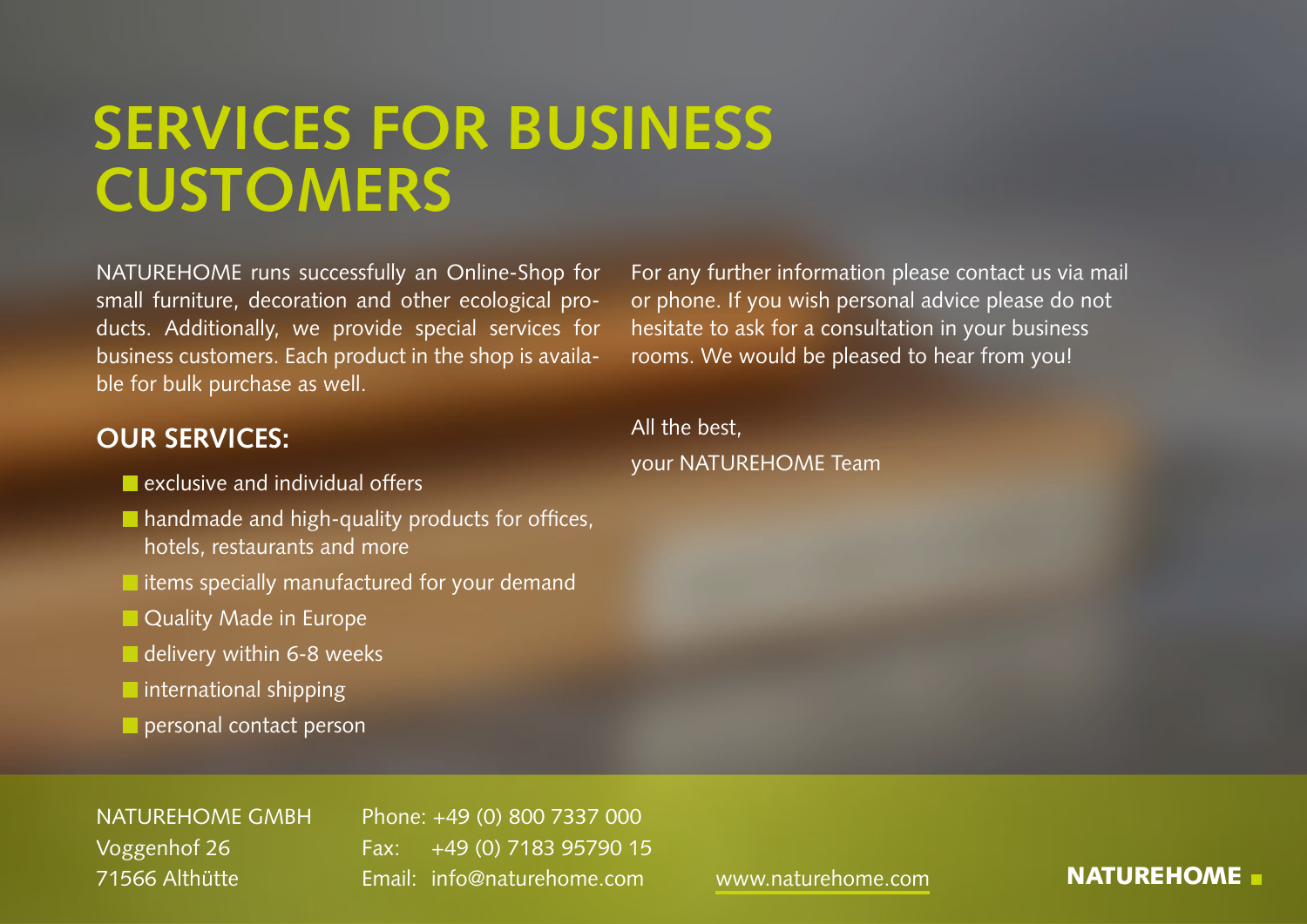# SERVICES FOR BUSINESS CUSTOMERS

NATUREHOME runs successfully an Online-Shop for small furniture, decoration and other ecological products. Additionally, we provide special services for business customers. Each product in the shop is available for bulk purchase as well.

## OUR SERVICES:

- exclusive and individual offers
- handmade and high-quality products for offices, hotels, restaurants and more
- items specially manufactured for your demand
- Quality Made in Europe
- delivery within 6-8 weeks
- international shipping
- personal contact person

For any further information please contact us via mail or phone. If you wish personal advice please do not hesitate to ask for a consultation in your business rooms. We would be pleased to hear from you!

All the best,
your NATUREHOME Team

NATUREHOME GMBH
Voggenhof 26
71566 Althütte

Phone: +49 (0) 800 7337 000
Fax: +49 (0) 7183 95790 15
Email: info@naturehome.com

www.naturehome.com

**NATUREHOME**